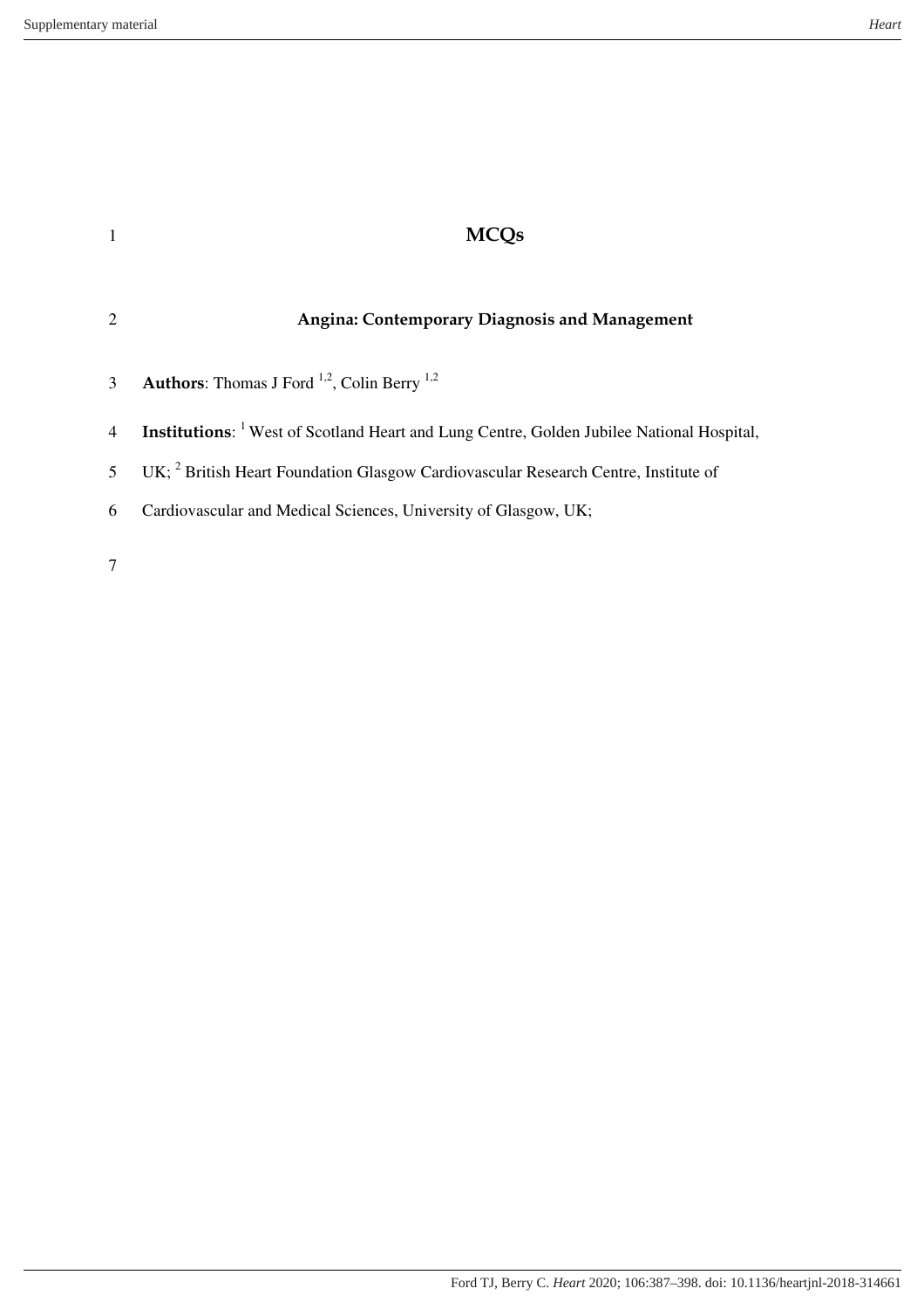# MCQs

## Angina: Contemporary Diagnosis and Management

**Authors**: Thomas J Ford [1,2], Colin Berry [1,2]

**Institutions**: [1] West of Scotland Heart and Lung Centre, Golden Jubilee National Hospital, UK; [2] British Heart Foundation Glasgow Cardiovascular Research Centre, Institute of Cardiovascular and Medical Sciences, University of Glasgow, UK;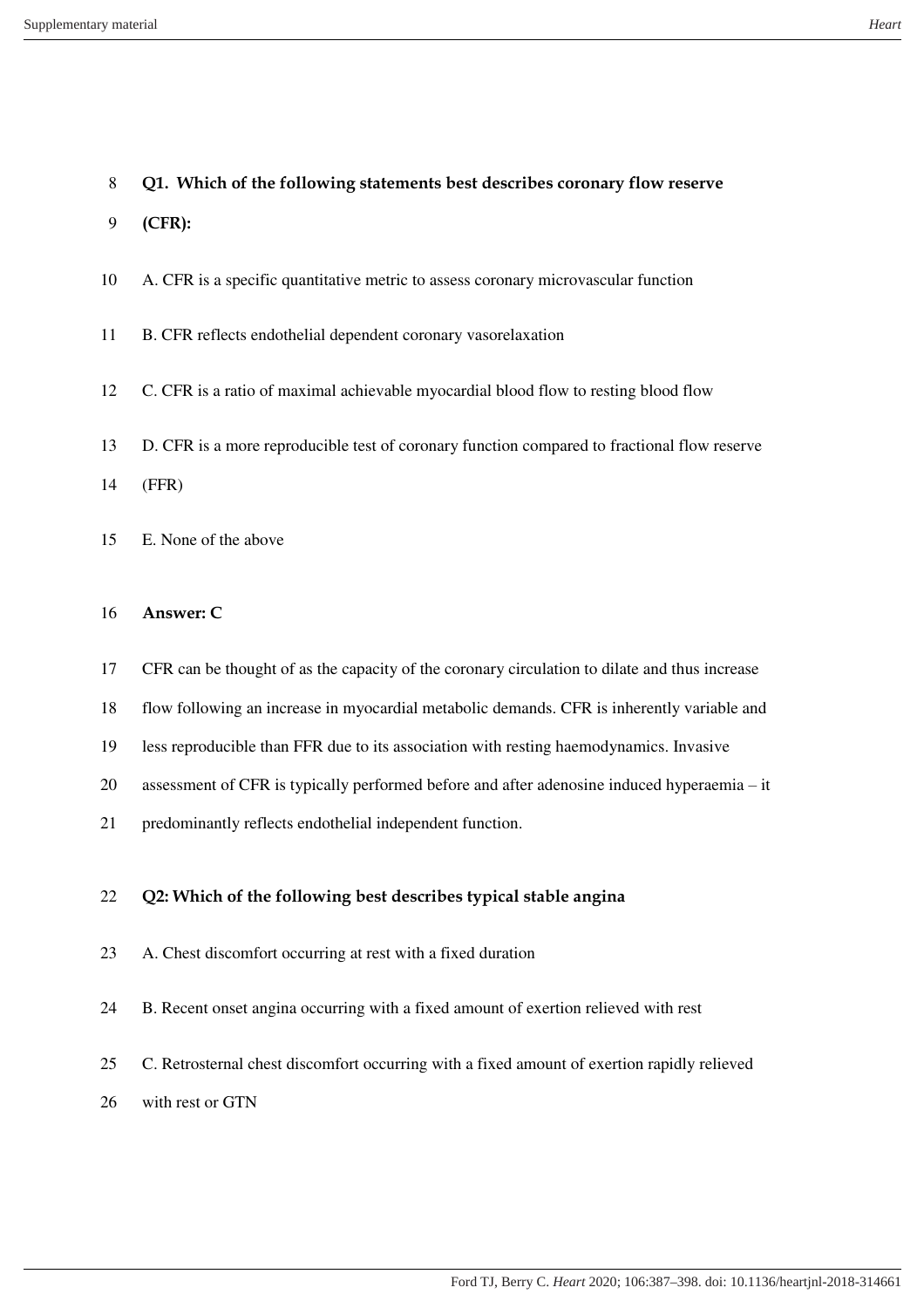**Q1. Which of the following statements best describes coronary flow reserve (CFR):**

A. CFR is a specific quantitative metric to assess coronary microvascular function

B. CFR reflects endothelial dependent coronary vasorelaxation

C. CFR is a ratio of maximal achievable myocardial blood flow to resting blood flow

D. CFR is a more reproducible test of coronary function compared to fractional flow reserve (FFR)

E. None of the above

**Answer: C**

CFR can be thought of as the capacity of the coronary circulation to dilate and thus increase flow following an increase in myocardial metabolic demands. CFR is inherently variable and less reproducible than FFR due to its association with resting haemodynamics. Invasive assessment of CFR is typically performed before and after adenosine induced hyperaemia – it predominantly reflects endothelial independent function.

**Q2: Which of the following best describes typical stable angina**

A. Chest discomfort occurring at rest with a fixed duration

B. Recent onset angina occurring with a fixed amount of exertion relieved with rest

C. Retrosternal chest discomfort occurring with a fixed amount of exertion rapidly relieved with rest or GTN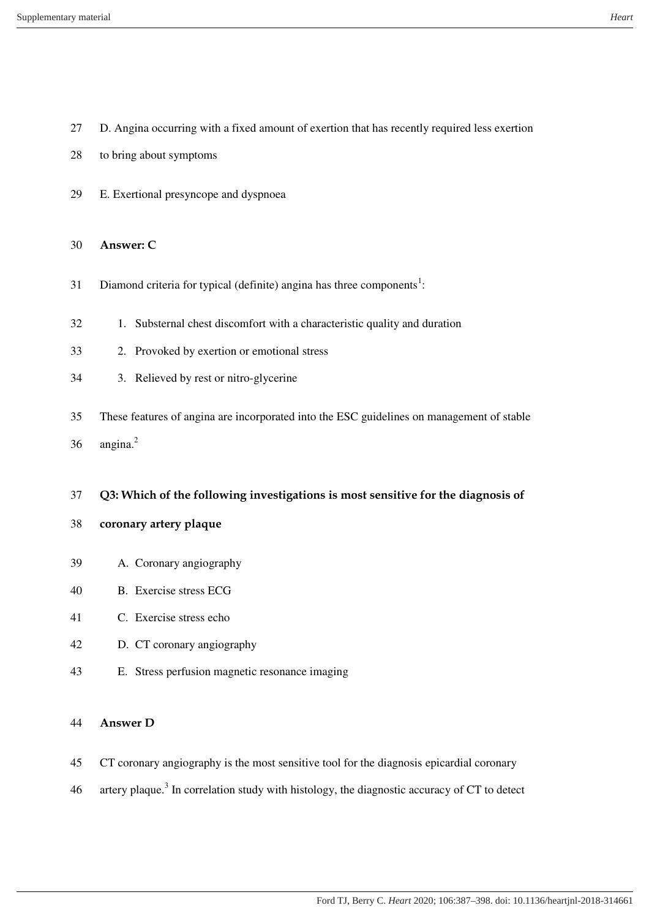D. Angina occurring with a fixed amount of exertion that has recently required less exertion to bring about symptoms

E. Exertional presyncope and dyspnoea

**Answer: C**

Diamond criteria for typical (definite) angina has three components[1]:

1. Substernal chest discomfort with a characteristic quality and duration
2. Provoked by exertion or emotional stress
3. Relieved by rest or nitro-glycerine

These features of angina are incorporated into the ESC guidelines on management of stable angina.[2]

**Q3: Which of the following investigations is most sensitive for the diagnosis of coronary artery plaque**

A. Coronary angiography
B. Exercise stress ECG
C. Exercise stress echo
D. CT coronary angiography
E. Stress perfusion magnetic resonance imaging

**Answer D**

CT coronary angiography is the most sensitive tool for the diagnosis epicardial coronary artery plaque.[3] In correlation study with histology, the diagnostic accuracy of CT to detect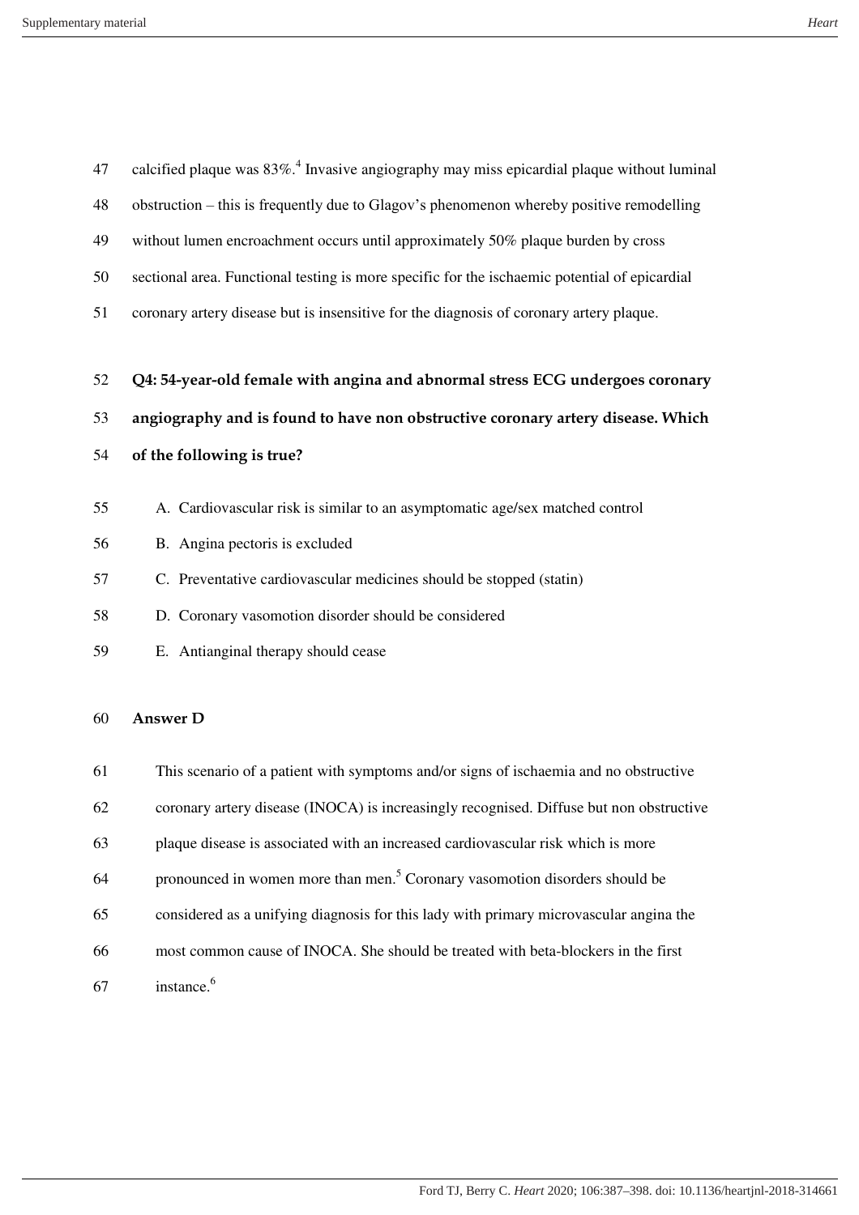calcified plaque was 83%.[4] Invasive angiography may miss epicardial plaque without luminal obstruction – this is frequently due to Glagov's phenomenon whereby positive remodelling without lumen encroachment occurs until approximately 50% plaque burden by cross sectional area. Functional testing is more specific for the ischaemic potential of epicardial coronary artery disease but is insensitive for the diagnosis of coronary artery plaque.

**Q4: 54-year-old female with angina and abnormal stress ECG undergoes coronary angiography and is found to have non obstructive coronary artery disease. Which of the following is true?**

A. Cardiovascular risk is similar to an asymptomatic age/sex matched control
B. Angina pectoris is excluded
C. Preventative cardiovascular medicines should be stopped (statin)
D. Coronary vasomotion disorder should be considered
E. Antianginal therapy should cease

**Answer D**

This scenario of a patient with symptoms and/or signs of ischaemia and no obstructive coronary artery disease (INOCA) is increasingly recognised. Diffuse but non obstructive plaque disease is associated with an increased cardiovascular risk which is more pronounced in women more than men.[5] Coronary vasomotion disorders should be considered as a unifying diagnosis for this lady with primary microvascular angina the most common cause of INOCA. She should be treated with beta-blockers in the first instance.[6]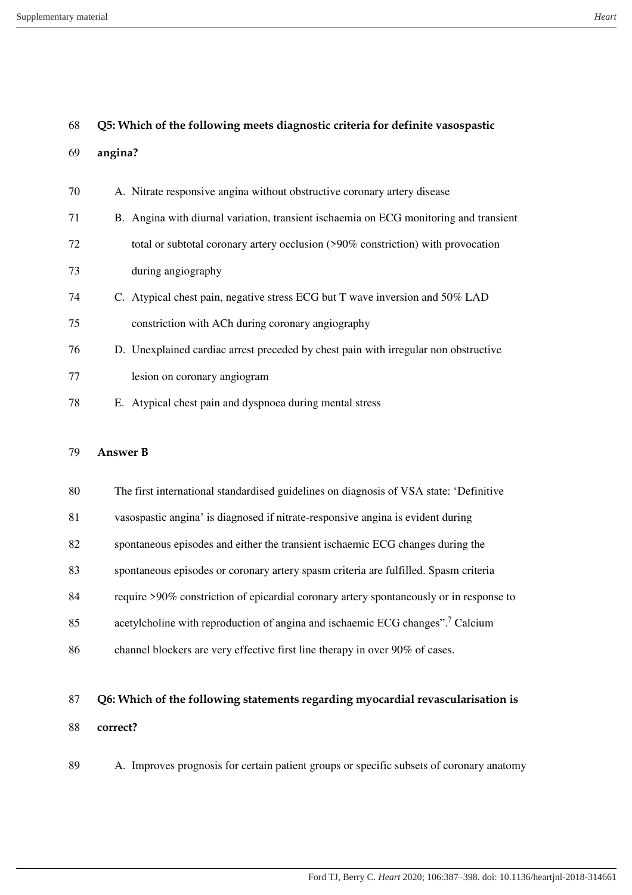**Q5: Which of the following meets diagnostic criteria for definite vasospastic angina?**

A. Nitrate responsive angina without obstructive coronary artery disease
B. Angina with diurnal variation, transient ischaemia on ECG monitoring and transient total or subtotal coronary artery occlusion (>90% constriction) with provocation during angiography
C. Atypical chest pain, negative stress ECG but T wave inversion and 50% LAD constriction with ACh during coronary angiography
D. Unexplained cardiac arrest preceded by chest pain with irregular non obstructive lesion on coronary angiogram
E. Atypical chest pain and dyspnoea during mental stress

**Answer B**

The first international standardised guidelines on diagnosis of VSA state: 'Definitive vasospastic angina' is diagnosed if nitrate-responsive angina is evident during spontaneous episodes and either the transient ischaemic ECG changes during the spontaneous episodes or coronary artery spasm criteria are fulfilled. Spasm criteria require >90% constriction of epicardial coronary artery spontaneously or in response to acetylcholine with reproduction of angina and ischaemic ECG changes".[7] Calcium channel blockers are very effective first line therapy in over 90% of cases.

**Q6: Which of the following statements regarding myocardial revascularisation is correct?**

A. Improves prognosis for certain patient groups or specific subsets of coronary anatomy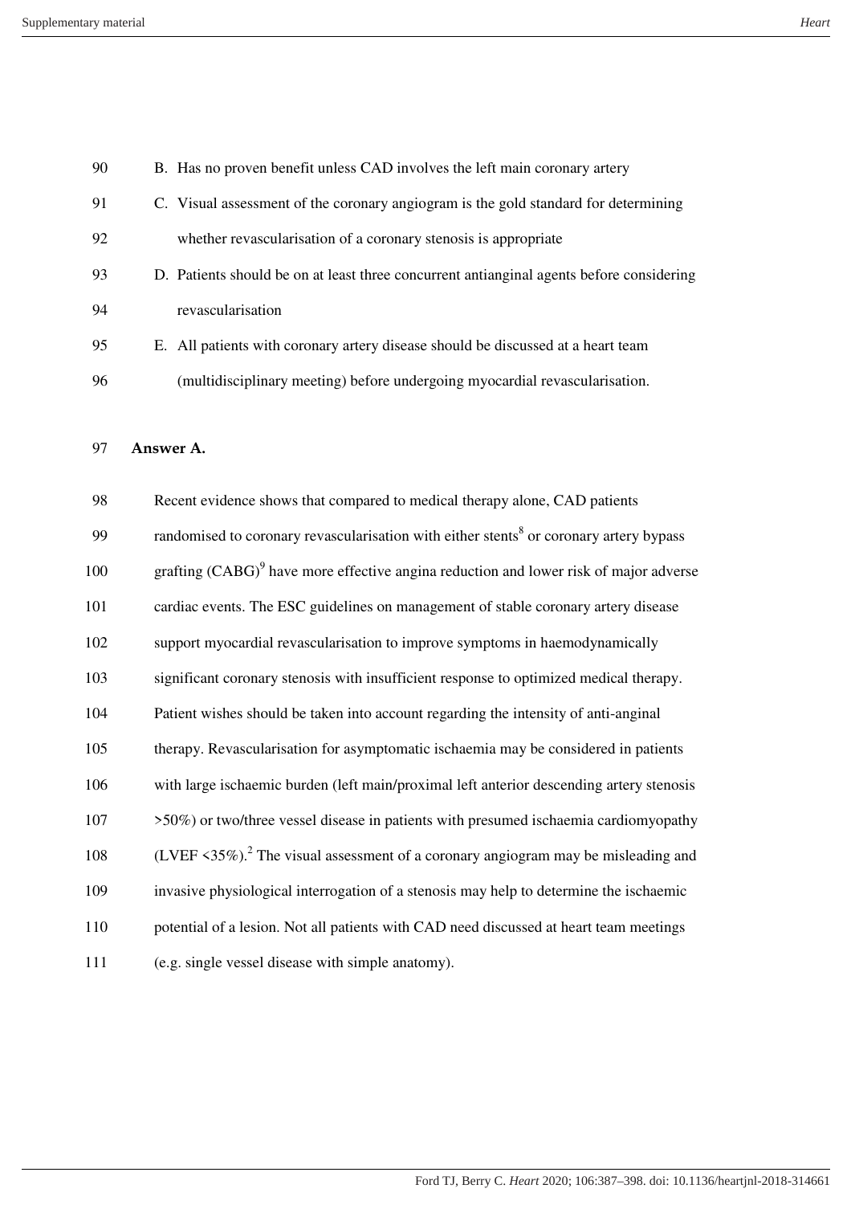B. Has no proven benefit unless CAD involves the left main coronary artery

C. Visual assessment of the coronary angiogram is the gold standard for determining whether revascularisation of a coronary stenosis is appropriate

D. Patients should be on at least three concurrent antianginal agents before considering revascularisation

E. All patients with coronary artery disease should be discussed at a heart team (multidisciplinary meeting) before undergoing myocardial revascularisation.

**Answer A.**

Recent evidence shows that compared to medical therapy alone, CAD patients randomised to coronary revascularisation with either stents[8] or coronary artery bypass grafting (CABG)[9] have more effective angina reduction and lower risk of major adverse cardiac events. The ESC guidelines on management of stable coronary artery disease support myocardial revascularisation to improve symptoms in haemodynamically significant coronary stenosis with insufficient response to optimized medical therapy. Patient wishes should be taken into account regarding the intensity of anti-anginal therapy. Revascularisation for asymptomatic ischaemia may be considered in patients with large ischaemic burden (left main/proximal left anterior descending artery stenosis >50%) or two/three vessel disease in patients with presumed ischaemia cardiomyopathy (LVEF <35%).[2] The visual assessment of a coronary angiogram may be misleading and invasive physiological interrogation of a stenosis may help to determine the ischaemic potential of a lesion. Not all patients with CAD need discussed at heart team meetings (e.g. single vessel disease with simple anatomy).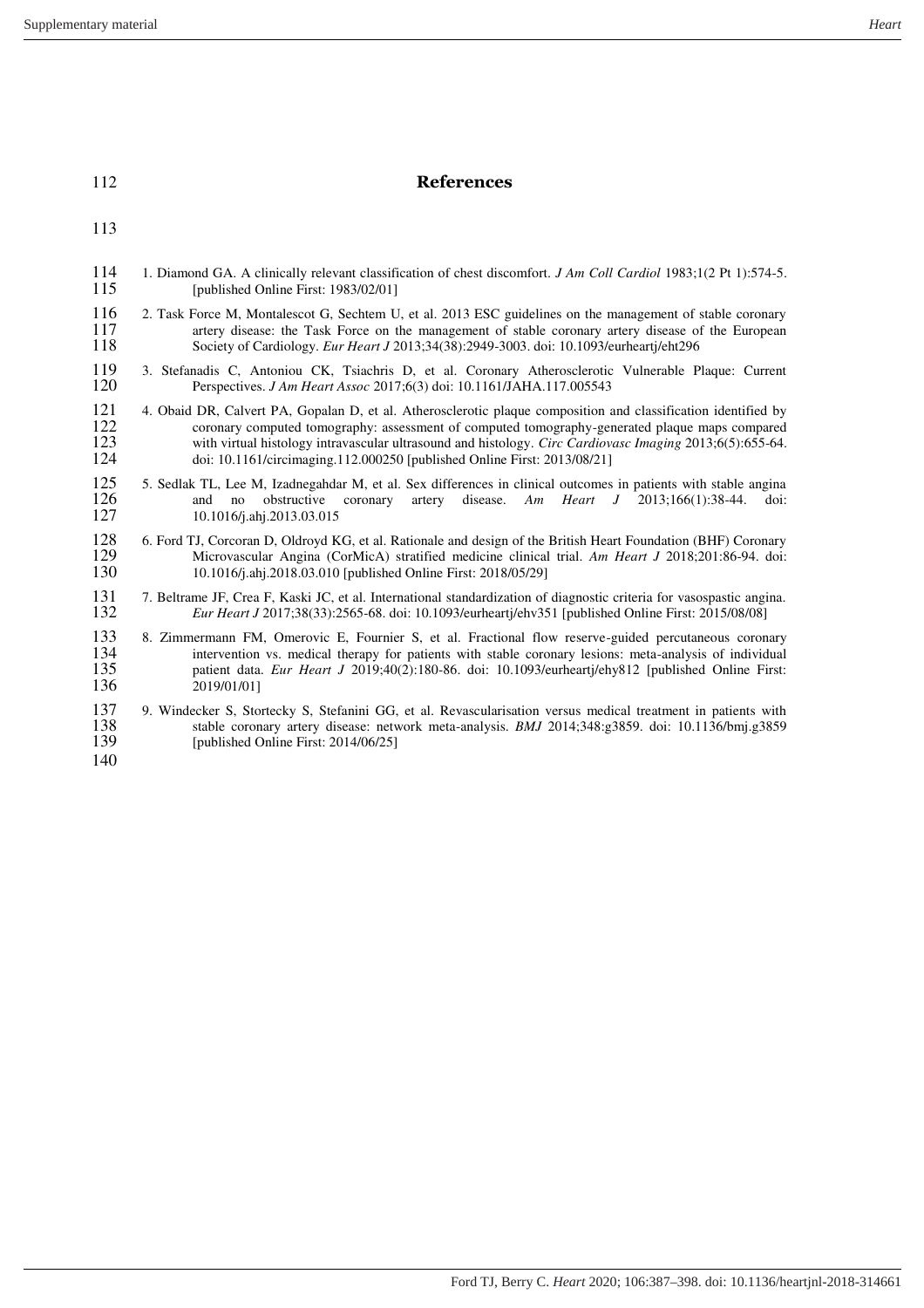## References

1. Diamond GA. A clinically relevant classification of chest discomfort. *J Am Coll Cardiol* 1983;1(2 Pt 1):574-5. [published Online First: 1983/02/01]
2. Task Force M, Montalescot G, Sechtem U, et al. 2013 ESC guidelines on the management of stable coronary artery disease: the Task Force on the management of stable coronary artery disease of the European Society of Cardiology. *Eur Heart J* 2013;34(38):2949-3003. doi: 10.1093/eurheartj/eht296
3. Stefanadis C, Antoniou CK, Tsiachris D, et al. Coronary Atherosclerotic Vulnerable Plaque: Current Perspectives. *J Am Heart Assoc* 2017;6(3) doi: 10.1161/JAHA.117.005543
4. Obaid DR, Calvert PA, Gopalan D, et al. Atherosclerotic plaque composition and classification identified by coronary computed tomography: assessment of computed tomography-generated plaque maps compared with virtual histology intravascular ultrasound and histology. *Circ Cardiovasc Imaging* 2013;6(5):655-64. doi: 10.1161/circimaging.112.000250 [published Online First: 2013/08/21]
5. Sedlak TL, Lee M, Izadnegahdar M, et al. Sex differences in clinical outcomes in patients with stable angina and no obstructive coronary artery disease. *Am Heart J* 2013;166(1):38-44. doi: 10.1016/j.ahj.2013.03.015
6. Ford TJ, Corcoran D, Oldroyd KG, et al. Rationale and design of the British Heart Foundation (BHF) Coronary Microvascular Angina (CorMicA) stratified medicine clinical trial. *Am Heart J* 2018;201:86-94. doi: 10.1016/j.ahj.2018.03.010 [published Online First: 2018/05/29]
7. Beltrame JF, Crea F, Kaski JC, et al. International standardization of diagnostic criteria for vasospastic angina. *Eur Heart J* 2017;38(33):2565-68. doi: 10.1093/eurheartj/ehv351 [published Online First: 2015/08/08]
8. Zimmermann FM, Omerovic E, Fournier S, et al. Fractional flow reserve-guided percutaneous coronary intervention vs. medical therapy for patients with stable coronary lesions: meta-analysis of individual patient data. *Eur Heart J* 2019;40(2):180-86. doi: 10.1093/eurheartj/ehy812 [published Online First: 2019/01/01]
9. Windecker S, Stortecky S, Stefanini GG, et al. Revascularisation versus medical treatment in patients with stable coronary artery disease: network meta-analysis. *BMJ* 2014;348:g3859. doi: 10.1136/bmj.g3859 [published Online First: 2014/06/25]